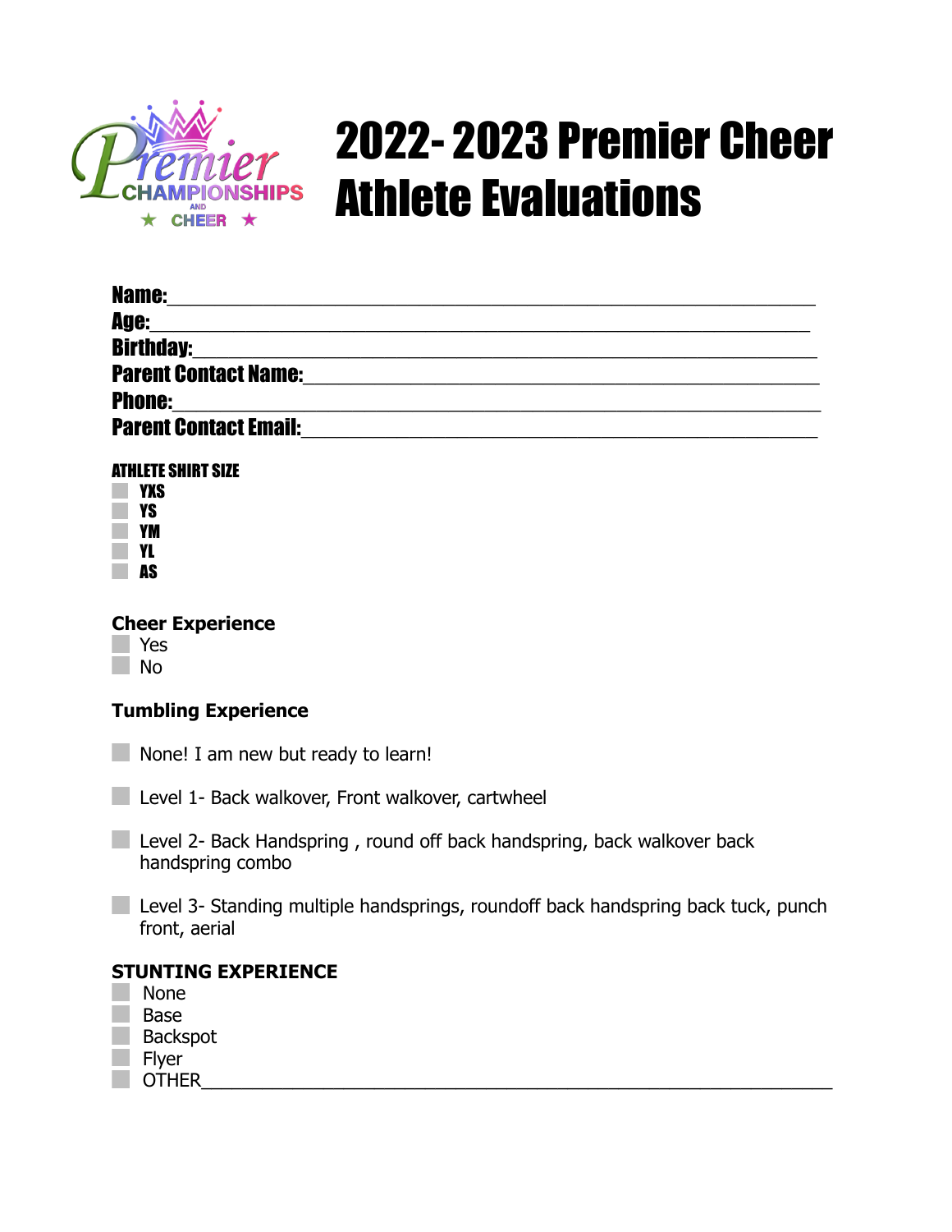Premier CHAMPIONSHIPS AND CHEER

# 2022- 2023 Premier Cheer Athlete Evaluations

**Name:**\_\_\_\_\_\_\_\_\_\_\_\_\_\_\_\_\_\_\_\_\_\_\_\_\_\_\_\_\_\_\_\_\_\_\_\_\_\_\_\_\_\_\_\_\_\_\_\_\_\_\_\_

**Age:**\_\_\_\_\_\_\_\_\_\_\_\_\_\_\_\_\_\_\_\_\_\_\_\_\_\_\_\_\_\_\_\_\_\_\_\_\_\_\_\_\_\_\_\_\_\_\_\_\_\_\_\_\_

**Birthday:**\_\_\_\_\_\_\_\_\_\_\_\_\_\_\_\_\_\_\_\_\_\_\_\_\_\_\_\_\_\_\_\_\_\_\_\_\_\_\_\_\_\_\_\_\_\_\_\_\_\_

**Parent Contact Name:**\_\_\_\_\_\_\_\_\_\_\_\_\_\_\_\_\_\_\_\_\_\_\_\_\_\_\_\_\_\_\_\_\_\_\_\_\_\_\_\_\_

**Phone:**\_\_\_\_\_\_\_\_\_\_\_\_\_\_\_\_\_\_\_\_\_\_\_\_\_\_\_\_\_\_\_\_\_\_\_\_\_\_\_\_\_\_\_\_\_\_\_\_\_\_\_\_

**Parent Contact Email:**\_\_\_\_\_\_\_\_\_\_\_\_\_\_\_\_\_\_\_\_\_\_\_\_\_\_\_\_\_\_\_\_\_\_\_\_\_\_\_\_\_

**ATHLETE SHIRT SIZE**

- ☐ **YXS**
- ☐ **YS**
- ☐ **YM**
- ☐ **YL**
- ☐ **AS**

**Cheer Experience**

- ☐ Yes
- ☐ No

**Tumbling Experience**

- ☐ None! I am new but ready to learn!
- ☐ Level 1- Back walkover, Front walkover, cartwheel
- ☐ Level 2- Back Handspring , round off back handspring, back walkover back handspring combo
- ☐ Level 3- Standing multiple handsprings, roundoff back handspring back tuck, punch front, aerial

**STUNTING EXPERIENCE**

- ☐ None
- ☐ Base
- ☐ Backspot
- ☐ Flyer
- ☐ OTHER\_\_\_\_\_\_\_\_\_\_\_\_\_\_\_\_\_\_\_\_\_\_\_\_\_\_\_\_\_\_\_\_\_\_\_\_\_\_\_\_\_\_\_\_\_\_\_\_\_\_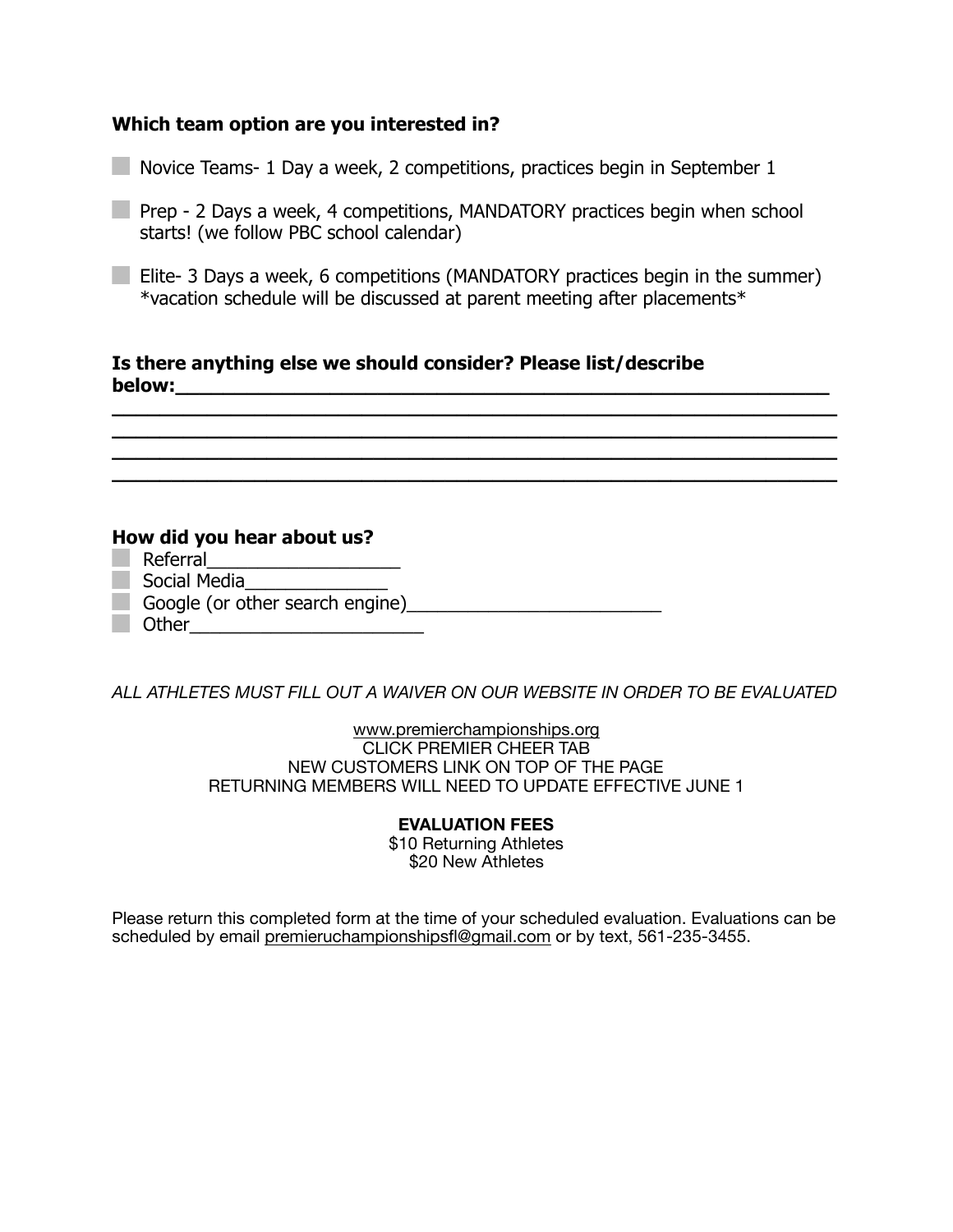**Which team option are you interested in?**

- ☐ Novice Teams- 1 Day a week, 2 competitions, practices begin in September 1
- ☐ Prep - 2 Days a week, 4 competitions, MANDATORY practices begin when school starts! (we follow PBC school calendar)
- ☐ Elite- 3 Days a week, 6 competitions (MANDATORY practices begin in the summer) *vacation schedule will be discussed at parent meeting after placements*

**Is there anything else we should consider? Please list/describe below:______________________________________________________________**

______________________________________________________________

______________________________________________________________

______________________________________________________________

______________________________________________________________

**How did you hear about us?**

- ☐ Referral__________________
- ☐ Social Media______________
- ☐ Google (or other search engine)_________________________
- ☐ Other______________________

*ALL ATHLETES MUST FILL OUT A WAIVER ON OUR WEBSITE IN ORDER TO BE EVALUATED*

www.premierchampionships.org
CLICK PREMIER CHEER TAB
NEW CUSTOMERS LINK ON TOP OF THE PAGE
RETURNING MEMBERS WILL NEED TO UPDATE EFFECTIVE JUNE 1

**EVALUATION FEES**

$10 Returning Athletes
$20 New Athletes

Please return this completed form at the time of your scheduled evaluation. Evaluations can be scheduled by email premieruchampionshipsfl@gmail.com or by text, 561-235-3455.